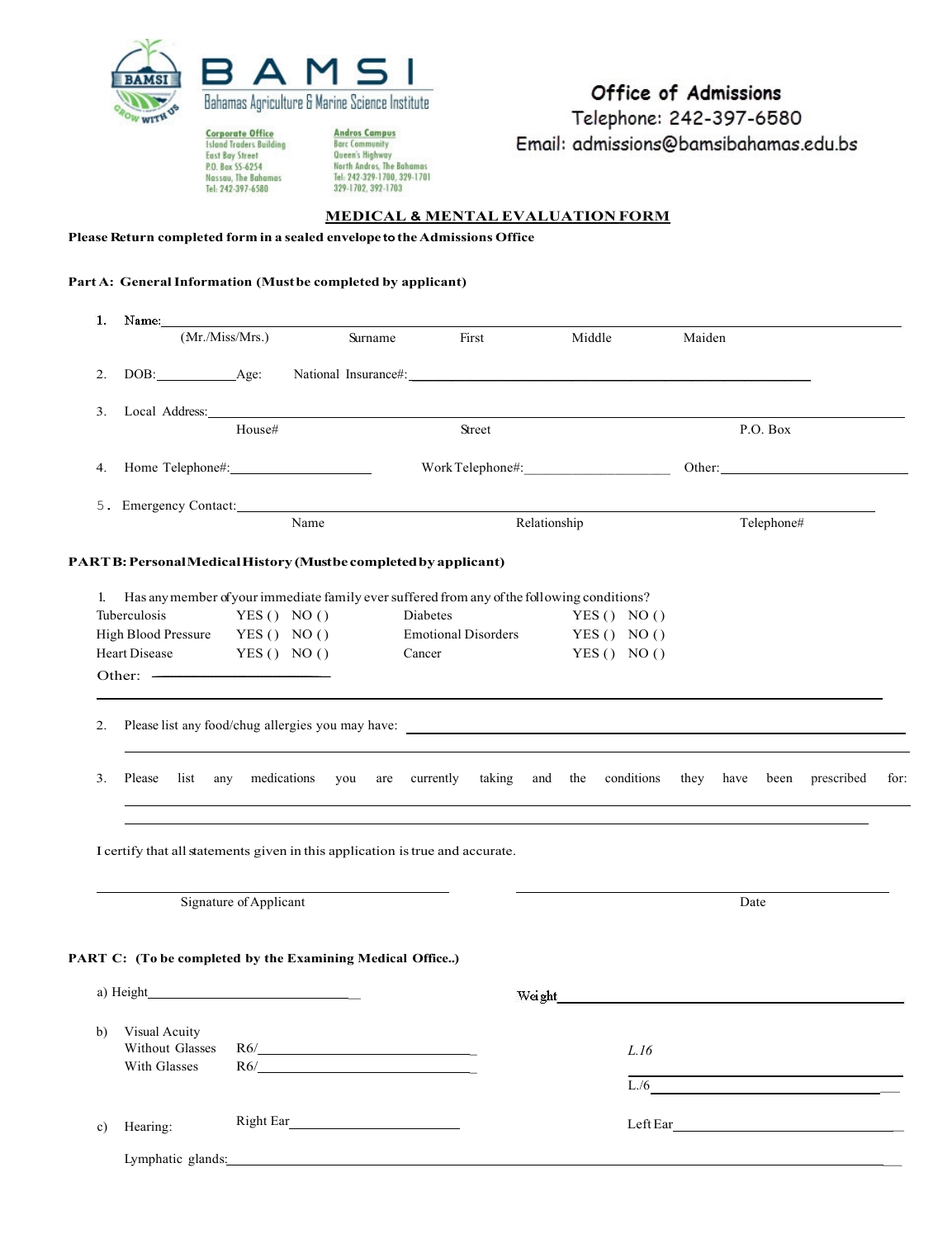**BAMSI**
Bahamas Agriculture & Marine Science Institute

**Corporate Office**
Island Traders Building
East Bay Street
P.O. Box SS-6254
Nassau, The Bahamas
Tel: 242-397-6580

**Andros Campus**
Barc Community
Queen's Highway
North Andros, The Bahamas
Tel: 242-329-1700, 329-1701
329-1702, 392-1703

**Office of Admissions**
Telephone: 242-397-6580
Email: admissions@bamsibahamas.edu.bs

# MEDICAL & MENTAL EVALUATION FORM

**Please Return completed form in a sealed envelope to the Admissions Office**

**Part A: General Information (Must be completed by applicant)**

1. Name: ________________________________________________
   (Mr./Miss/Mrs.) Surname First Middle Maiden

2. DOB: __________ Age: National Insurance#: ______________________________

3. Local Address: ________________________________________________
   House# Street P.O. Box

4. Home Telephone#: __________________ Work Telephone#: __________________ Other: __________________

5. Emergency Contact: ________________________________________________
   Name Relationship Telephone#

**PART B: Personal Medical History (Must be completed by applicant)**

1. Has any member of your immediate family ever suffered from any of the following conditions?

| | | | | | |
|---|---|---|---|---|---|
| Tuberculosis | YES ( ) | NO ( ) | Diabetes | YES ( ) | NO ( ) |
| High Blood Pressure | YES ( ) | NO ( ) | Emotional Disorders | YES ( ) | NO ( ) |
| Heart Disease | YES ( ) | NO ( ) | Cancer | YES ( ) | NO ( ) |

Other: ______________________
________________________________________________

2. Please list any food/chug allergies you may have: ______________________________
________________________________________________

3. Please list any medications you are currently taking and the conditions they have been prescribed for:
________________________________________________
________________________________________________

I certify that all statements given in this application is true and accurate.

______________________________ ______________________________
Signature of Applicant Date

**PART C: (To be completed by the Examining Medical Office..)**

a) Height ______________________________ Weight ______________________________

b) Visual Acuity
   Without Glasses R6/______________________ L.16
   With Glasses R6/______________________ L./6______________________

c) Hearing: Right Ear ______________________ Left Ear ______________________

   Lymphatic glands: ________________________________________________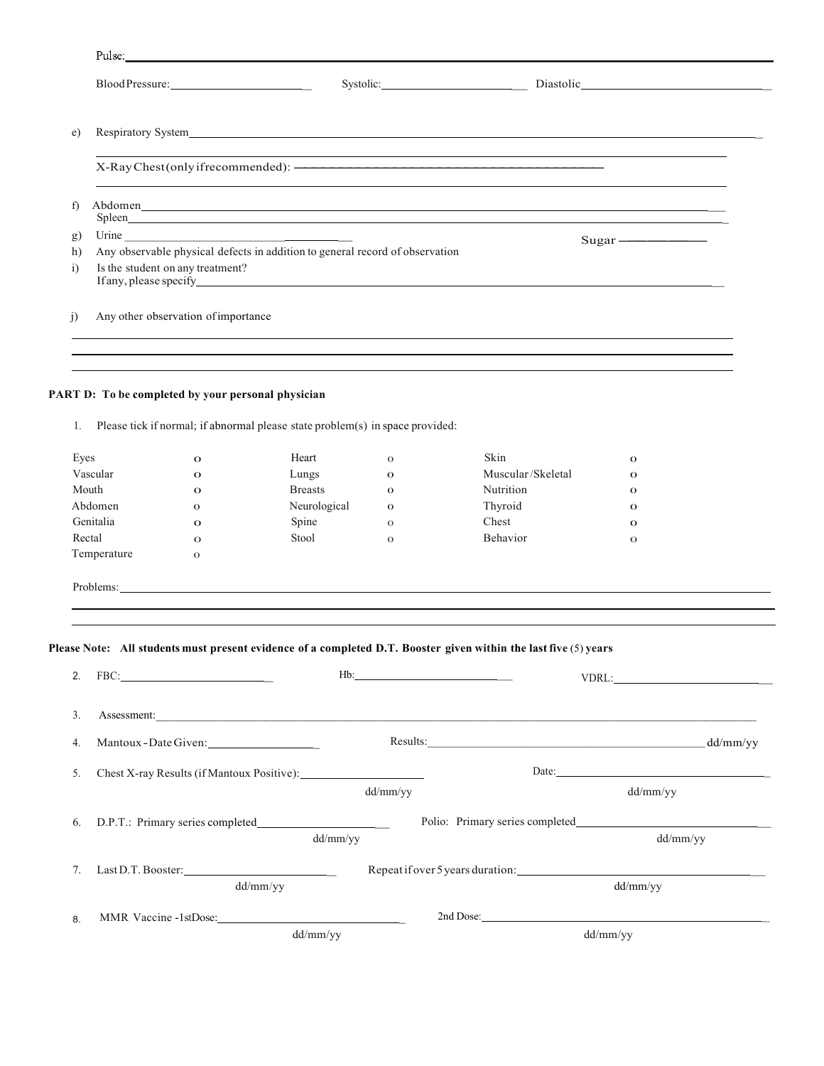Pulse: ____________________

Blood Pressure: ____________ Systolic: ____________ Diastolic ____________

e) Respiratory System ____________________

X-Ray Chest (only if recommended): ____________________

f) Abdomen ____________________
Spleen ____________________

g) Urine ____________________ Sugar ____________

h) Any observable physical defects in addition to general record of observation

i) Is the student on any treatment?
If any, please specify ____________________

j) Any other observation of importance

____________________

____________________

____________________

**PART D: To be completed by your personal physician**

1. Please tick if normal; if abnormal please state problem(s) in space provided:

| | | | | | |
|---|---|---|---|---|---|
| Eyes | o | Heart | o | Skin | o |
| Vascular | o | Lungs | o | Muscular/Skeletal | o |
| Mouth | o | Breasts | o | Nutrition | o |
| Abdomen | o | Neurological | o | Thyroid | o |
| Genitalia | o | Spine | o | Chest | o |
| Rectal | o | Stool | o | Behavior | o |
| Temperature | o | | | | |

Problems: ____________________

____________________

____________________

**Please Note: All students must present evidence of a completed D.T. Booster given within the last five** (5) **years**

2. FBC: ____________ Hb: ____________ VDRL: ____________

3. Assessment: ____________________

4. Mantoux - Date Given: ____________ Results: ____________ dd/mm/yy

5. Chest X-ray Results (if Mantoux Positive): ____________ dd/mm/yy Date: ____________ dd/mm/yy

6. D.P.T.: Primary series completed ____________ dd/mm/yy Polio: Primary series completed ____________ dd/mm/yy

7. Last D.T. Booster: ____________ dd/mm/yy Repeat if over 5 years duration: ____________ dd/mm/yy

8. MMR Vaccine - 1st Dose: ____________ dd/mm/yy 2nd Dose: ____________ dd/mm/yy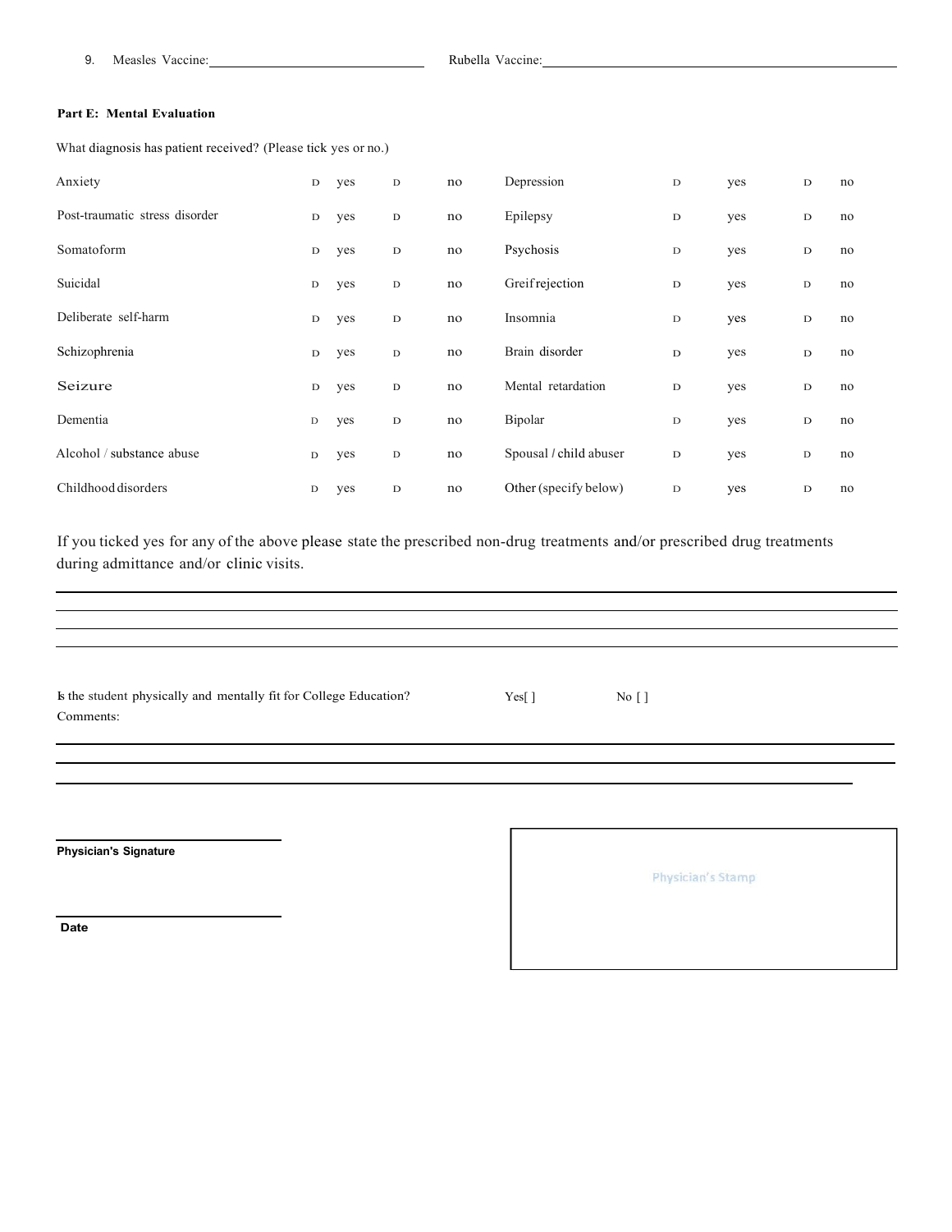9. Measles Vaccine:\_\_\_\_\_\_\_\_\_\_\_\_\_\_\_\_\_\_\_\_ Rubella Vaccine:\_\_\_\_\_\_\_\_\_\_\_\_\_\_\_\_\_\_\_\_

**Part E: Mental Evaluation**

What diagnosis has patient received? (Please tick yes or no.)

| | | | | | |
|---|---|---|---|---|---|
| Anxiety | D yes | D no | Depression | D yes | D no |
| Post-traumatic stress disorder | D yes | D no | Epilepsy | D yes | D no |
| Somatoform | D yes | D no | Psychosis | D yes | D no |
| Suicidal | D yes | D no | Greif rejection | D yes | D no |
| Deliberate self-harm | D yes | D no | Insomnia | D yes | D no |
| Schizophrenia | D yes | D no | Brain disorder | D yes | D no |
| Seizure | D yes | D no | Mental retardation | D yes | D no |
| Dementia | D yes | D no | Bipolar | D yes | D no |
| Alcohol / substance abuse | D yes | D no | Spousal / child abuser | D yes | D no |
| Childhood disorders | D yes | D no | Other (specify below) | D yes | D no |

If you ticked yes for any of the above please state the prescribed non-drug treatments and/or prescribed drug treatments during admittance and/or clinic visits.

\_\_\_\_\_\_\_\_\_\_\_\_\_\_\_\_\_\_\_\_\_\_\_\_\_\_\_\_\_\_\_\_\_\_\_\_\_\_\_\_

\_\_\_\_\_\_\_\_\_\_\_\_\_\_\_\_\_\_\_\_\_\_\_\_\_\_\_\_\_\_\_\_\_\_\_\_\_\_\_\_

\_\_\_\_\_\_\_\_\_\_\_\_\_\_\_\_\_\_\_\_\_\_\_\_\_\_\_\_\_\_\_\_\_\_\_\_\_\_\_\_

Is the student physically and mentally fit for College Education? Yes[ ] No [ ]

Comments:

\_\_\_\_\_\_\_\_\_\_\_\_\_\_\_\_\_\_\_\_\_\_\_\_\_\_\_\_\_\_\_\_\_\_\_\_\_\_\_\_

\_\_\_\_\_\_\_\_\_\_\_\_\_\_\_\_\_\_\_\_\_\_\_\_\_\_\_\_\_\_\_\_\_\_\_\_\_\_\_\_

\_\_\_\_\_\_\_\_\_\_\_\_\_\_\_\_\_\_\_\_\_\_\_\_\_\_\_\_\_\_\_\_\_\_\_\_\_\_\_\_

\_\_\_\_\_\_\_\_\_\_\_\_\_\_\_\_\_\_\_\_

**Physician's Signature**

\_\_\_\_\_\_\_\_\_\_\_\_\_\_\_\_\_\_\_\_

**Date**

Physician's Stamp